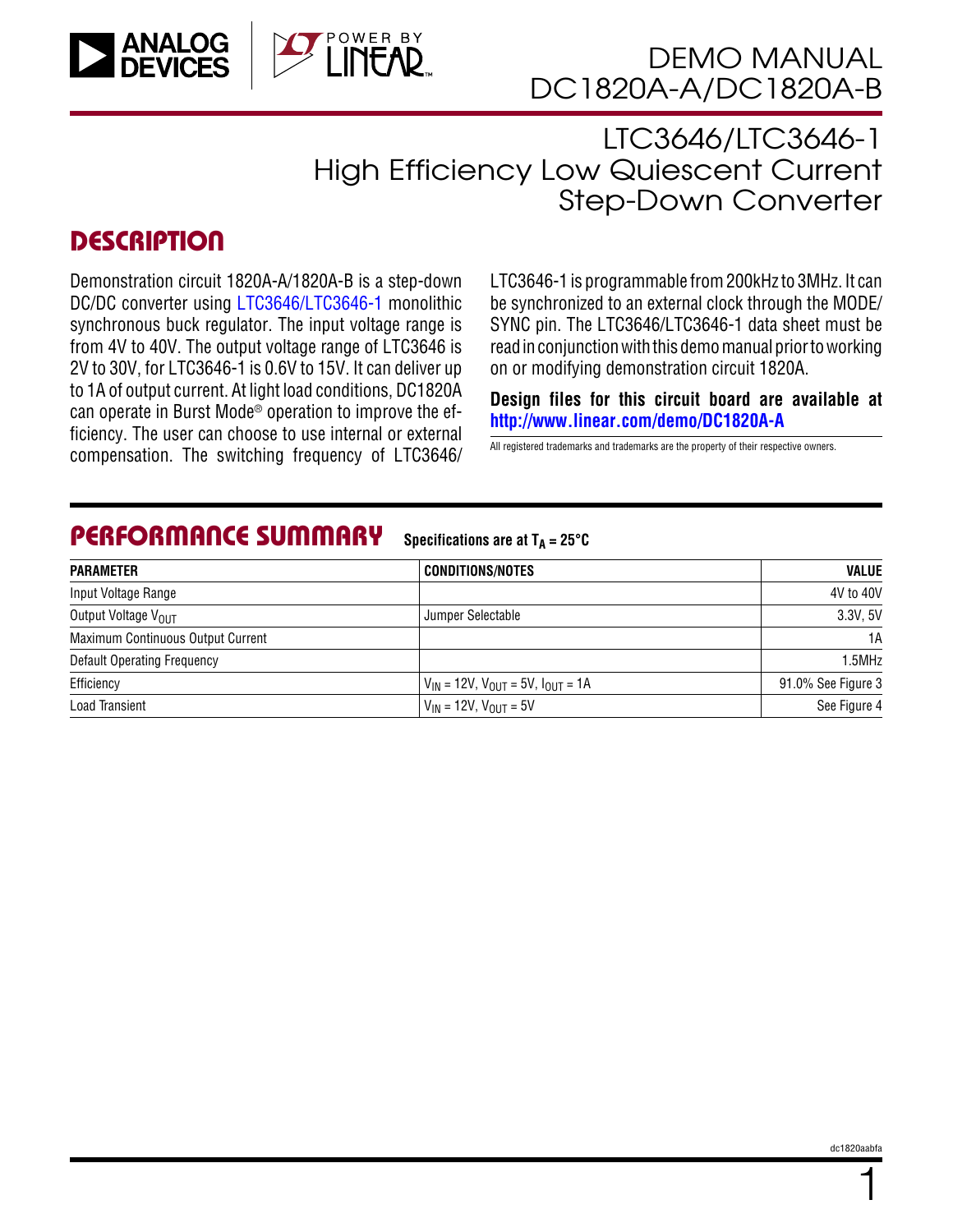# DEMO MANUAL DC1820A-A/DC1820A-B

## LTC3646/LTC3646-1 High Efficiency Low Quiescent Current Step-Down Converter

## DESCRIPTION

Demonstration circuit 1820A-A/1820A-B is a step-down DC/DC converter using LTC3646/LTC3646-1 monolithic synchronous buck regulator. The input voltage range is from 4V to 40V. The output voltage range of LTC3646 is 2V to 30V, for LTC3646-1 is 0.6V to 15V. It can deliver up to 1A of output current. At light load conditions, DC1820A can operate in Burst Mode® operation to improve the efficiency. The user can choose to use internal or external compensation. The switching frequency of LTC3646/LTC3646-1 is programmable from 200kHz to 3MHz. It can be synchronized to an external clock through the MODE/SYNC pin. The LTC3646/LTC3646-1 data sheet must be read in conjunction with this demo manual prior to working on or modifying demonstration circuit 1820A.

**Design files for this circuit board are available at http://www.linear.com/demo/DC1820A-A**

All registered trademarks and trademarks are the property of their respective owners.

## PERFORMANCE SUMMARY Specifications are at $T_A$ = 25°C

| PARAMETER | CONDITIONS/NOTES | VALUE |
|---|---|---|
| Input Voltage Range | | 4V to 40V |
| Output Voltage $V_{OUT}$ | Jumper Selectable | 3.3V, 5V |
| Maximum Continuous Output Current | | 1A |
| Default Operating Frequency | | 1.5MHz |
| Efficiency | $V_{IN}$ = 12V, $V_{OUT}$ = 5V, $I_{OUT}$ = 1A | 91.0% See Figure 3 |
| Load Transient | $V_{IN}$ = 12V, $V_{OUT}$ = 5V | See Figure 4 |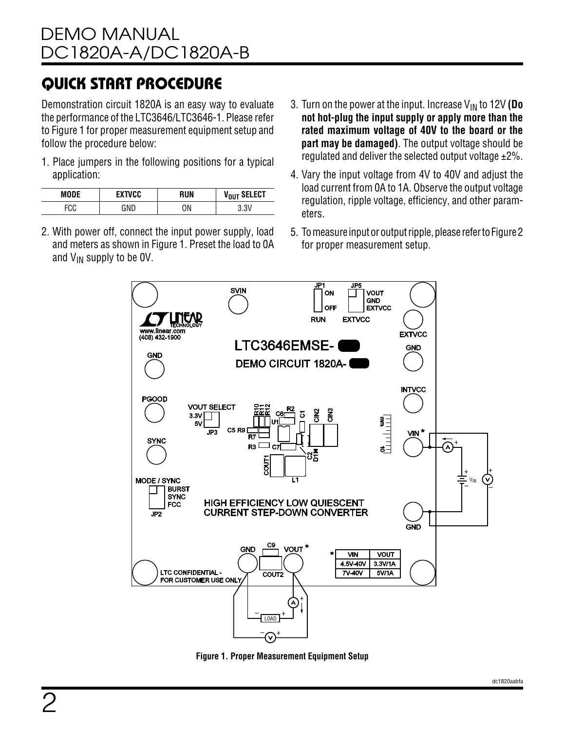## QUICK START PROCEDURE

Demonstration circuit 1820A is an easy way to evaluate the performance of the LTC3646/LTC3646-1. Please refer to Figure 1 for proper measurement equipment setup and follow the procedure below:

1. Place jumpers in the following positions for a typical application:

| MODE | EXTVCC | RUN | $V_{OUT}$ SELECT |
|---|---|---|---|
| FCC | GND | ON | 3.3V |

2. With power off, connect the input power supply, load and meters as shown in Figure 1. Preset the load to 0A and $V_{IN}$ supply to be 0V.

3. Turn on the power at the input. Increase $V_{IN}$ to 12V **(Do not hot-plug the input supply or apply more than the rated maximum voltage of 40V to the board or the part may be damaged)**. The output voltage should be regulated and deliver the selected output voltage ±2%.

4. Vary the input voltage from 4V to 40V and adjust the load current from 0A to 1A. Observe the output voltage regulation, ripple voltage, efficiency, and other parameters.

5. To measure input or output ripple, please refer to Figure 2 for proper measurement setup.

**Figure 1. Proper Measurement Equipment Setup**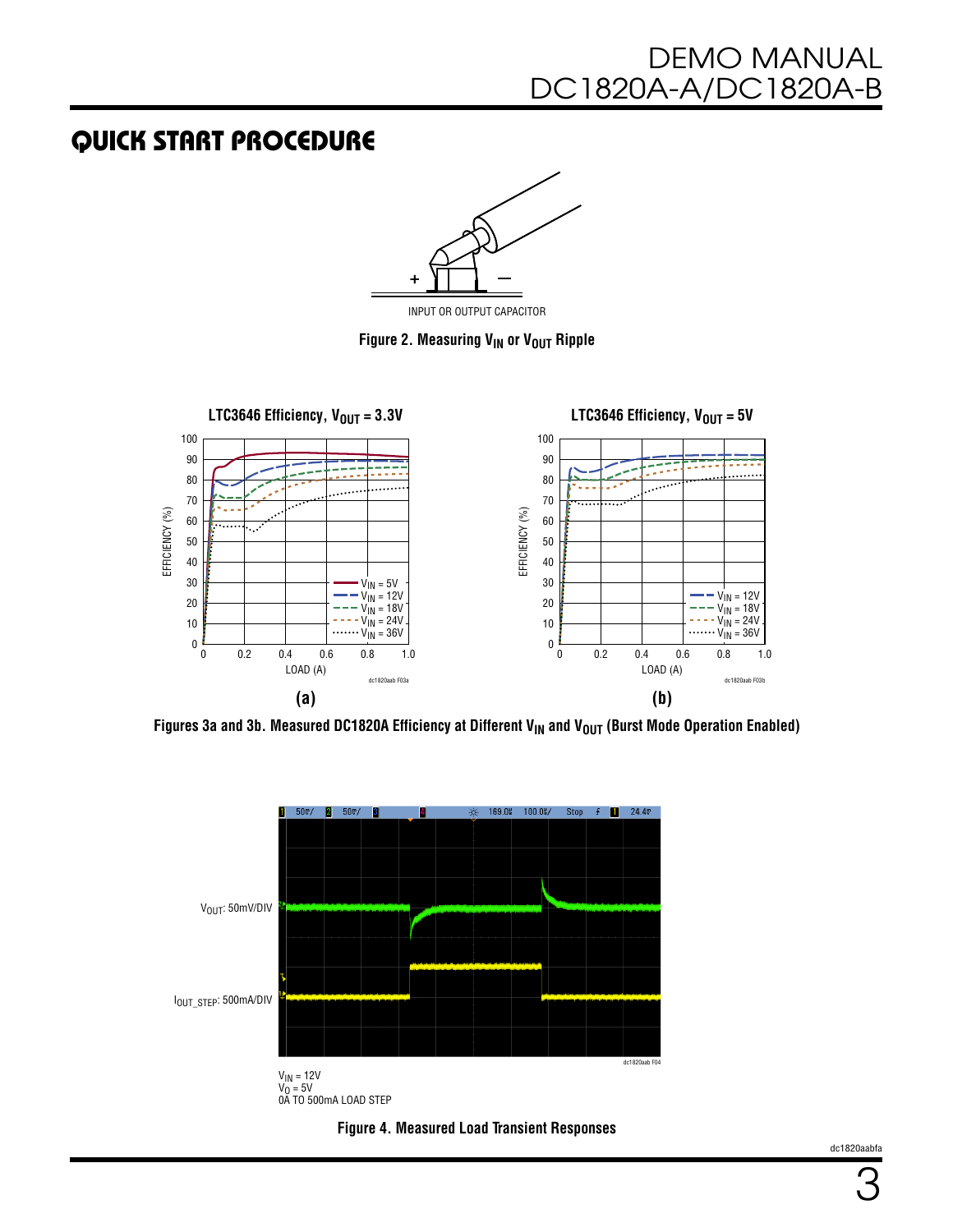## QUICK START PROCEDURE

INPUT OR OUTPUT CAPACITOR

**Figure 2. Measuring $V_{IN}$ or $V_{OUT}$ Ripple**

**Figures 3a and 3b. Measured DC1820A Efficiency at Different $V_{IN}$ and $V_{OUT}$ (Burst Mode Operation Enabled)**

$V_{IN}$ = 12V
$V_O$ = 5V
0A TO 500mA LOAD STEP

**Figure 4. Measured Load Transient Responses**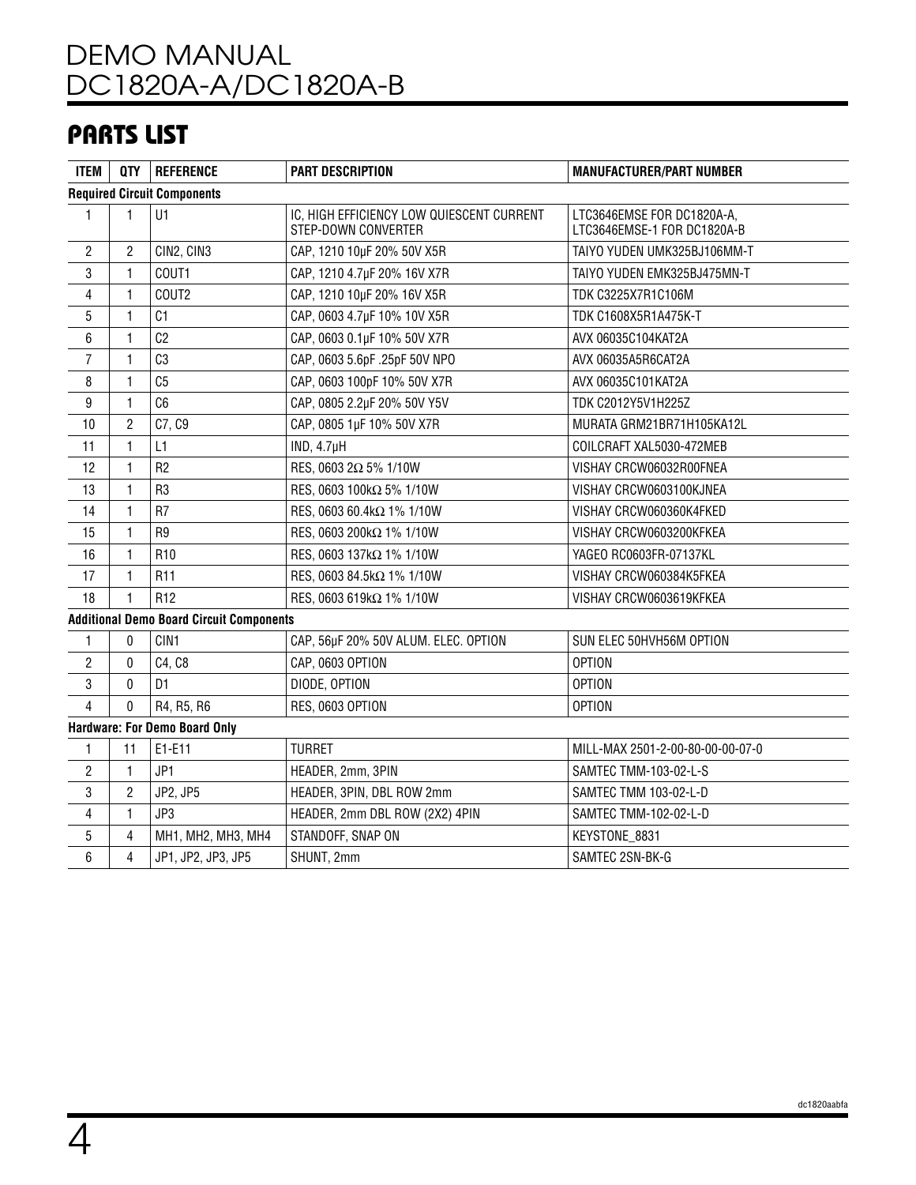## PARTS LIST

| ITEM | QTY | REFERENCE | PART DESCRIPTION | MANUFACTURER/PART NUMBER |
|---|---|---|---|---|
| **Required Circuit Components** | | | | |
| 1 | 1 | U1 | IC, HIGH EFFICIENCY LOW QUIESCENT CURRENT STEP-DOWN CONVERTER | LTC3646EMSE FOR DC1820A-A, LTC3646EMSE-1 FOR DC1820A-B |
| 2 | 2 | CIN2, CIN3 | CAP, 1210 10µF 20% 50V X5R | TAIYO YUDEN UMK325BJ106MM-T |
| 3 | 1 | COUT1 | CAP, 1210 4.7µF 20% 16V X7R | TAIYO YUDEN EMK325BJ475MN-T |
| 4 | 1 | COUT2 | CAP, 1210 10µF 20% 16V X5R | TDK C3225X7R1C106M |
| 5 | 1 | C1 | CAP, 0603 4.7µF 10% 10V X5R | TDK C1608X5R1A475K-T |
| 6 | 1 | C2 | CAP, 0603 0.1µF 10% 50V X7R | AVX 06035C104KAT2A |
| 7 | 1 | C3 | CAP, 0603 5.6pF .25pF 50V NPO | AVX 06035A5R6CAT2A |
| 8 | 1 | C5 | CAP, 0603 100pF 10% 50V X7R | AVX 06035C101KAT2A |
| 9 | 1 | C6 | CAP, 0805 2.2µF 20% 50V Y5V | TDK C2012Y5V1H225Z |
| 10 | 2 | C7, C9 | CAP, 0805 1µF 10% 50V X7R | MURATA GRM21BR71H105KA12L |
| 11 | 1 | L1 | IND, 4.7µH | COILCRAFT XAL5030-472MEB |
| 12 | 1 | R2 | RES, 0603 2Ω 5% 1/10W | VISHAY CRCW06032R00FNEA |
| 13 | 1 | R3 | RES, 0603 100kΩ 5% 1/10W | VISHAY CRCW0603100KJNEA |
| 14 | 1 | R7 | RES, 0603 60.4kΩ 1% 1/10W | VISHAY CRCW060360K4FKED |
| 15 | 1 | R9 | RES, 0603 200kΩ 1% 1/10W | VISHAY CRCW0603200KFKEA |
| 16 | 1 | R10 | RES, 0603 137kΩ 1% 1/10W | YAGEO RC0603FR-07137KL |
| 17 | 1 | R11 | RES, 0603 84.5kΩ 1% 1/10W | VISHAY CRCW060384K5FKEA |
| 18 | 1 | R12 | RES, 0603 619kΩ 1% 1/10W | VISHAY CRCW0603619KFKEA |
| **Additional Demo Board Circuit Components** | | | | |
| 1 | 0 | CIN1 | CAP, 56µF 20% 50V ALUM. ELEC. OPTION | SUN ELEC 50HVH56M OPTION |
| 2 | 0 | C4, C8 | CAP, 0603 OPTION | OPTION |
| 3 | 0 | D1 | DIODE, OPTION | OPTION |
| 4 | 0 | R4, R5, R6 | RES, 0603 OPTION | OPTION |
| **Hardware: For Demo Board Only** | | | | |
| 1 | 11 | E1-E11 | TURRET | MILL-MAX 2501-2-00-80-00-00-07-0 |
| 2 | 1 | JP1 | HEADER, 2mm, 3PIN | SAMTEC TMM-103-02-L-S |
| 3 | 2 | JP2, JP5 | HEADER, 3PIN, DBL ROW 2mm | SAMTEC TMM 103-02-L-D |
| 4 | 1 | JP3 | HEADER, 2mm DBL ROW (2X2) 4PIN | SAMTEC TMM-102-02-L-D |
| 5 | 4 | MH1, MH2, MH3, MH4 | STANDOFF, SNAP ON | KEYSTONE_8831 |
| 6 | 4 | JP1, JP2, JP3, JP5 | SHUNT, 2mm | SAMTEC 2SN-BK-G |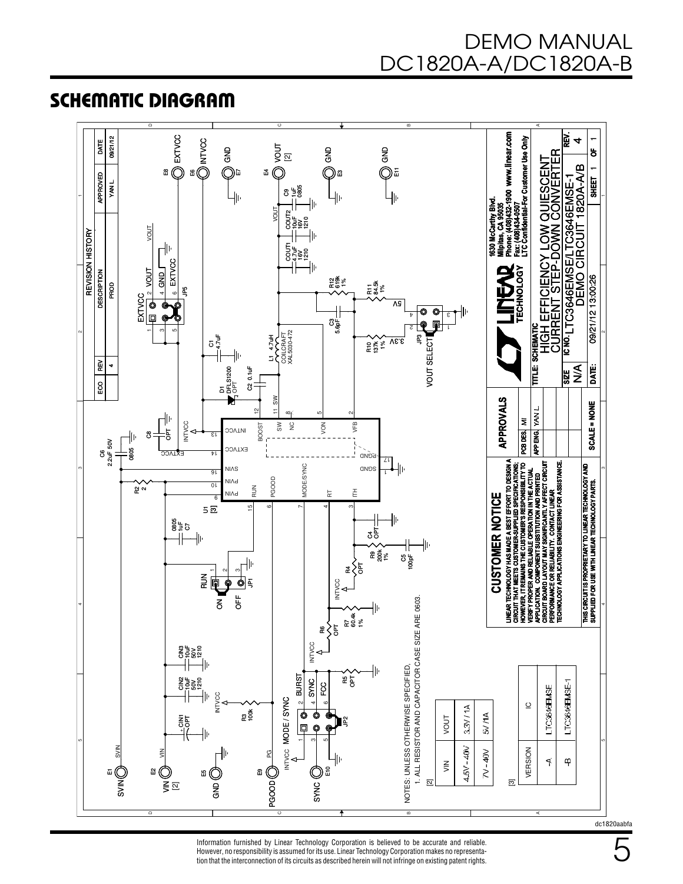## SCHEMATIC DIAGRAM

REVISION HISTORY

| ECO | REV | DESCRIPTION | APPROVED | DATE |
|---|---|---|---|---|
| | 4 | PROD | YAN L. | 09/21/12 |

NOTES: UNLESS OTHERWISE SPECIFIED,
1. ALL RESISTOR AND CAPACITOR CASE SIZE ARE 0603.

[2]

| VIN | VOUT |
|---|---|
| 4.5V – 40V | 3.3V / 1A |
| 7V – 40V | 5V / 1A |

[3]

| VERSION | IC |
|---|---|
| -A | LTC3646EMSE |
| -B | LTC3646EMSE-1 |

**CUSTOMER NOTICE**

LINEAR TECHNOLOGY HAS MADE A BEST EFFORT TO DESIGN A CIRCUIT THAT MEETS CUSTOMER-SUPPLIED SPECIFICATIONS; HOWEVER, IT REMAINS THE CUSTOMER'S RESPONSIBILITY TO VERIFY PROPER AND RELIABLE OPERATION IN THE ACTUAL APPLICATION. COMPONENT SUBSTITUTION AND PRINTED CIRCUIT BOARD LAYOUT MAY SIGNIFICANTLY AFFECT CIRCUIT PERFORMANCE OR RELIABILITY. CONTACT LINEAR TECHNOLOGY APPLICATIONS ENGINEERING FOR ASSISTANCE.

THIS CIRCUIT IS PROPRIETARY TO LINEAR TECHNOLOGY AND SUPPLIED FOR USE WITH LINEAR TECHNOLOGY PARTS.

| APPROVALS | |
|---|---|
| PCB DES. | MI |
| APP ENG. | YAN L. |

SCALE = NONE

1630 McCarthy Blvd.
Milpitas, CA 95035
Phone: (408)432-1900 www.linear.com
Fax: (408)434-0507
LTC Confidential-For Customer Use Only

TITLE: SCHEMATIC
HIGH EFFICIENCY LOW QUIESCENT CURRENT STEP-DOWN CONVERTER

SIZE: N/A
IC NO. LTC3646EMSE/LTC3646EMSE-1
DEMO CIRCUIT 1820A-A/B
REV. 4
DATE: 09/21/12 13:00:26
SHEET 1 OF 1

dc1820aabfa

Information furnished by Linear Technology Corporation is believed to be accurate and reliable. However, no responsibility is assumed for its use. Linear Technology Corporation makes no representation that the interconnection of its circuits as described herein will not infringe on existing patent rights.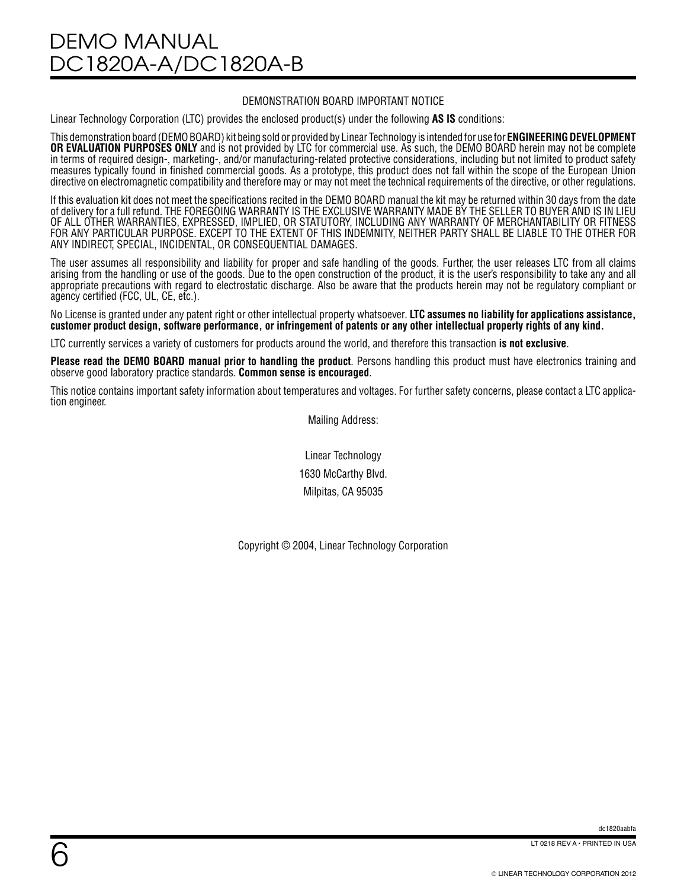DEMONSTRATION BOARD IMPORTANT NOTICE

Linear Technology Corporation (LTC) provides the enclosed product(s) under the following **AS IS** conditions:

This demonstration board (DEMO BOARD) kit being sold or provided by Linear Technology is intended for use for **ENGINEERING DEVELOPMENT OR EVALUATION PURPOSES ONLY** and is not provided by LTC for commercial use. As such, the DEMO BOARD herein may not be complete in terms of required design-, marketing-, and/or manufacturing-related protective considerations, including but not limited to product safety measures typically found in finished commercial goods. As a prototype, this product does not fall within the scope of the European Union directive on electromagnetic compatibility and therefore may or may not meet the technical requirements of the directive, or other regulations.

If this evaluation kit does not meet the specifications recited in the DEMO BOARD manual the kit may be returned within 30 days from the date of delivery for a full refund. THE FOREGOING WARRANTY IS THE EXCLUSIVE WARRANTY MADE BY THE SELLER TO BUYER AND IS IN LIEU OF ALL OTHER WARRANTIES, EXPRESSED, IMPLIED, OR STATUTORY, INCLUDING ANY WARRANTY OF MERCHANTABILITY OR FITNESS FOR ANY PARTICULAR PURPOSE. EXCEPT TO THE EXTENT OF THIS INDEMNITY, NEITHER PARTY SHALL BE LIABLE TO THE OTHER FOR ANY INDIRECT, SPECIAL, INCIDENTAL, OR CONSEQUENTIAL DAMAGES.

The user assumes all responsibility and liability for proper and safe handling of the goods. Further, the user releases LTC from all claims arising from the handling or use of the goods. Due to the open construction of the product, it is the user's responsibility to take any and all appropriate precautions with regard to electrostatic discharge. Also be aware that the products herein may not be regulatory compliant or agency certified (FCC, UL, CE, etc.).

No License is granted under any patent right or other intellectual property whatsoever. **LTC assumes no liability for applications assistance, customer product design, software performance, or infringement of patents or any other intellectual property rights of any kind.**

LTC currently services a variety of customers for products around the world, and therefore this transaction **is not exclusive**.

**Please read the DEMO BOARD manual prior to handling the product**. Persons handling this product must have electronics training and observe good laboratory practice standards. **Common sense is encouraged**.

This notice contains important safety information about temperatures and voltages. For further safety concerns, please contact a LTC application engineer.

Mailing Address:

Linear Technology

1630 McCarthy Blvd.

Milpitas, CA 95035

Copyright © 2004, Linear Technology Corporation

LT 0218 REV A • PRINTED IN USA

© LINEAR TECHNOLOGY CORPORATION 2012